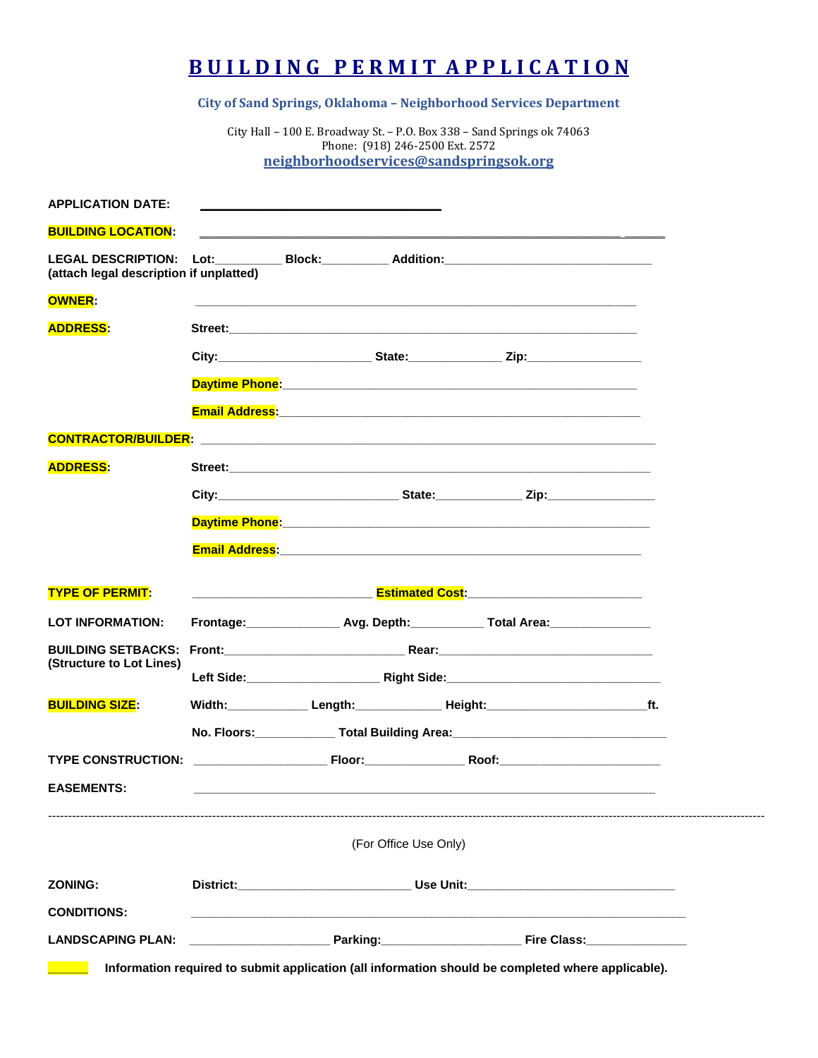# BUILDING PERMIT APPLICATION

**City of Sand Springs, Oklahoma – Neighborhood Services Department**

City Hall – 100 E. Broadway St. – P.O. Box 338 – Sand Springs ok 74063
Phone: (918) 246-2500 Ext. 2572
neighborhoodservices@sandspringsok.org

**APPLICATION DATE:** ______________________________

**BUILDING LOCATION:** ______________________________________________________________

**LEGAL DESCRIPTION:** Lot:__________ Block:__________ Addition:______________________________
**(attach legal description if unplatted)**

**OWNER:** ______________________________________________________________

**ADDRESS:** Street:______________________________________________________________

City:______________________ State:______________ Zip:________________

**Daytime Phone:**______________________________________________________

**Email Address:**______________________________________________________

**CONTRACTOR/BUILDER:** ______________________________________________________________

**ADDRESS:** Street:______________________________________________________________

City:__________________________ State:_____________ Zip:________________

**Daytime Phone:**______________________________________________________

**Email Address:**______________________________________________________

**TYPE OF PERMIT:** __________________________ **Estimated Cost:**_________________________

**LOT INFORMATION:** Frontage:______________ Avg. Depth:___________ Total Area:_______________

**BUILDING SETBACKS:** Front:__________________________ Rear:_______________________________
**(Structure to Lot Lines)**

Left Side:___________________ Right Side:________________________________

**BUILDING SIZE:** Width:____________ Length:_____________ Height:________________________ft.

No. Floors:____________ Total Building Area:________________________________

**TYPE CONSTRUCTION:** ____________________ Floor:_______________ Roof:________________________

**EASEMENTS:** ______________________________________________________________

---

(For Office Use Only)

**ZONING:** District:__________________________ Use Unit:______________________________

**CONDITIONS:** ______________________________________________________________

**LANDSCAPING PLAN:** _____________________ Parking:_____________________ Fire Class:_______________

**Information required to submit application (all information should be completed where applicable).**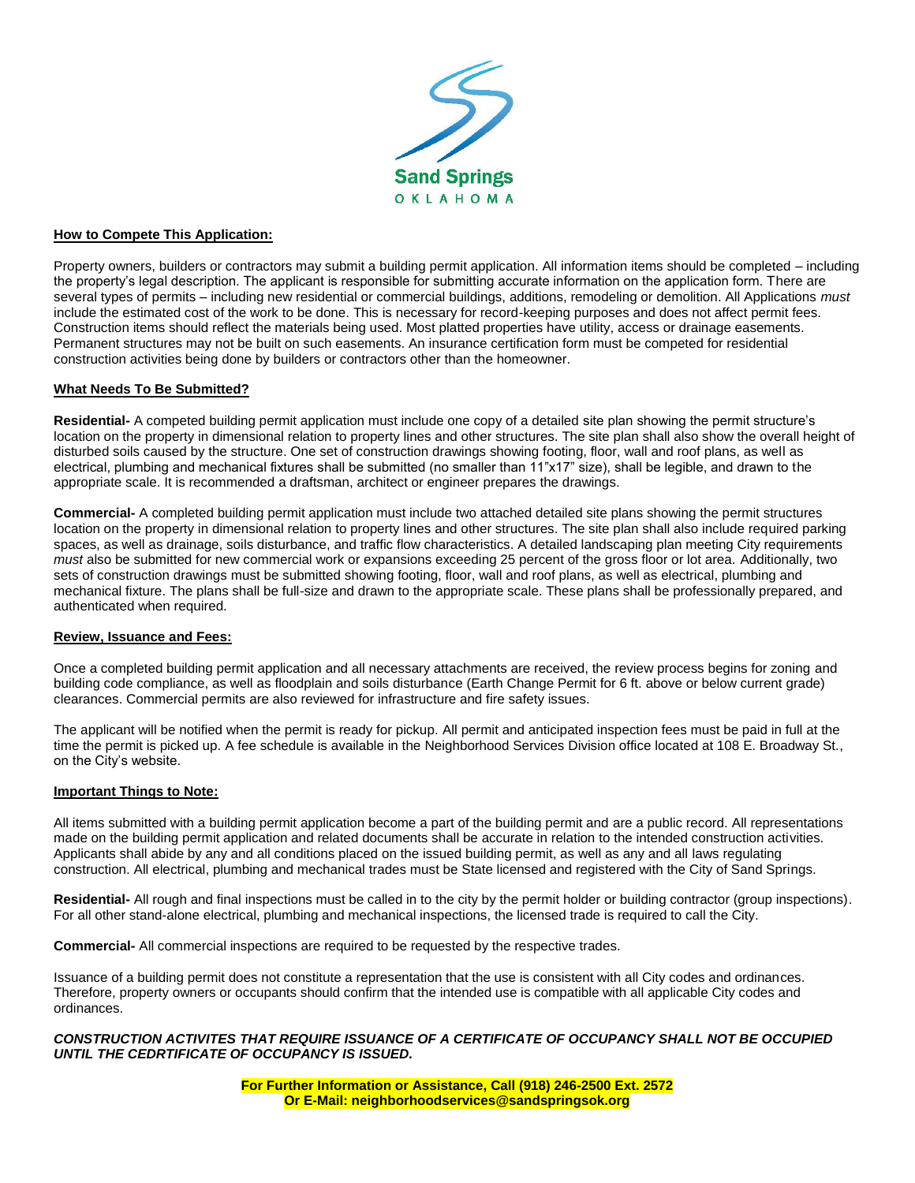Sand Springs

OKLAHOMA

**How to Compete This Application:**

Property owners, builders or contractors may submit a building permit application. All information items should be completed – including the property's legal description. The applicant is responsible for submitting accurate information on the application form. There are several types of permits – including new residential or commercial buildings, additions, remodeling or demolition. All Applications *must* include the estimated cost of the work to be done. This is necessary for record-keeping purposes and does not affect permit fees. Construction items should reflect the materials being used. Most platted properties have utility, access or drainage easements. Permanent structures may not be built on such easements. An insurance certification form must be competed for residential construction activities being done by builders or contractors other than the homeowner.

**What Needs To Be Submitted?**

**Residential-** A competed building permit application must include one copy of a detailed site plan showing the permit structure's location on the property in dimensional relation to property lines and other structures. The site plan shall also show the overall height of disturbed soils caused by the structure. One set of construction drawings showing footing, floor, wall and roof plans, as well as electrical, plumbing and mechanical fixtures shall be submitted (no smaller than 11"x17" size), shall be legible, and drawn to the appropriate scale. It is recommended a draftsman, architect or engineer prepares the drawings.

**Commercial-** A completed building permit application must include two attached detailed site plans showing the permit structures location on the property in dimensional relation to property lines and other structures. The site plan shall also include required parking spaces, as well as drainage, soils disturbance, and traffic flow characteristics. A detailed landscaping plan meeting City requirements *must* also be submitted for new commercial work or expansions exceeding 25 percent of the gross floor or lot area. Additionally, two sets of construction drawings must be submitted showing footing, floor, wall and roof plans, as well as electrical, plumbing and mechanical fixture. The plans shall be full-size and drawn to the appropriate scale. These plans shall be professionally prepared, and authenticated when required.

**Review, Issuance and Fees:**

Once a completed building permit application and all necessary attachments are received, the review process begins for zoning and building code compliance, as well as floodplain and soils disturbance (Earth Change Permit for 6 ft. above or below current grade) clearances. Commercial permits are also reviewed for infrastructure and fire safety issues.

The applicant will be notified when the permit is ready for pickup. All permit and anticipated inspection fees must be paid in full at the time the permit is picked up. A fee schedule is available in the Neighborhood Services Division office located at 108 E. Broadway St., on the City's website.

**Important Things to Note:**

All items submitted with a building permit application become a part of the building permit and are a public record. All representations made on the building permit application and related documents shall be accurate in relation to the intended construction activities. Applicants shall abide by any and all conditions placed on the issued building permit, as well as any and all laws regulating construction. All electrical, plumbing and mechanical trades must be State licensed and registered with the City of Sand Springs.

**Residential-** All rough and final inspections must be called in to the city by the permit holder or building contractor (group inspections). For all other stand-alone electrical, plumbing and mechanical inspections, the licensed trade is required to call the City.

**Commercial-** All commercial inspections are required to be requested by the respective trades.

Issuance of a building permit does not constitute a representation that the use is consistent with all City codes and ordinances. Therefore, property owners or occupants should confirm that the intended use is compatible with all applicable City codes and ordinances.

***CONSTRUCTION ACTIVITES THAT REQUIRE ISSUANCE OF A CERTIFICATE OF OCCUPANCY SHALL NOT BE OCCUPIED UNTIL THE CEDRTIFICATE OF OCCUPANCY IS ISSUED.***

**For Further Information or Assistance, Call (918) 246-2500 Ext. 2572**
**Or E-Mail: neighborhoodservices@sandspringsok.org**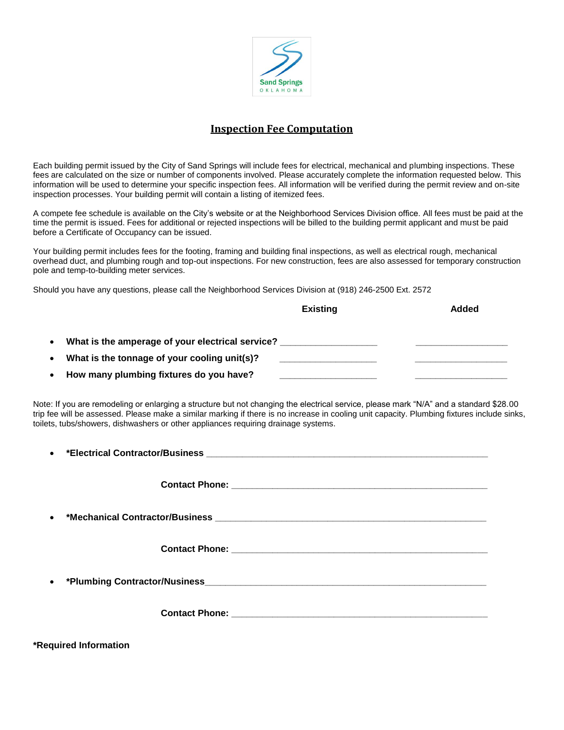## Inspection Fee Computation

Each building permit issued by the City of Sand Springs will include fees for electrical, mechanical and plumbing inspections. These fees are calculated on the size or number of components involved. Please accurately complete the information requested below. This information will be used to determine your specific inspection fees. All information will be verified during the permit review and on-site inspection processes. Your building permit will contain a listing of itemized fees.

A compete fee schedule is available on the City's website or at the Neighborhood Services Division office. All fees must be paid at the time the permit is issued. Fees for additional or rejected inspections will be billed to the building permit applicant and must be paid before a Certificate of Occupancy can be issued.

Your building permit includes fees for the footing, framing and building final inspections, as well as electrical rough, mechanical overhead duct, and plumbing rough and top-out inspections. For new construction, fees are also assessed for temporary construction pole and temp-to-building meter services.

Should you have any questions, please call the Neighborhood Services Division at (918) 246-2500 Ext. 2572

| | Existing | Added |
|---|---|---|
| • **What is the amperage of your electrical service?** | ____________________ | ____________________ |
| • **What is the tonnage of your cooling unit(s)?** | ____________________ | ____________________ |
| • **How many plumbing fixtures do you have?** | ____________________ | ____________________ |

Note: If you are remodeling or enlarging a structure but not changing the electrical service, please mark "N/A" and a standard $28.00 trip fee will be assessed. Please make a similar marking if there is no increase in cooling unit capacity. Plumbing fixtures include sinks, toilets, tubs/showers, dishwashers or other appliances requiring drainage systems.

- **\*Electrical Contractor/Business** ____________________________________________________________

  **Contact Phone:** ______________________________________________________

- **\*Mechanical Contractor/Business** __________________________________________________________

  **Contact Phone:** ______________________________________________________

- **\*Plumbing Contractor/Nusiness**____________________________________________________________

  **Contact Phone:** ______________________________________________________

**\*Required Information**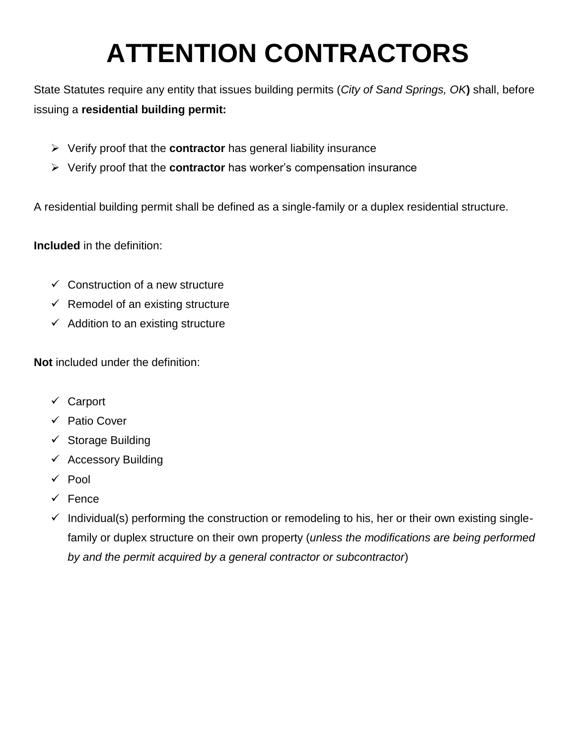# ATTENTION CONTRACTORS

State Statutes require any entity that issues building permits (*City of Sand Springs, OK***)** shall, before issuing a **residential building permit:**

- Verify proof that the **contractor** has general liability insurance
- Verify proof that the **contractor** has worker's compensation insurance

A residential building permit shall be defined as a single-family or a duplex residential structure.

**Included** in the definition:

- ✓ Construction of a new structure
- ✓ Remodel of an existing structure
- ✓ Addition to an existing structure

**Not** included under the definition:

- ✓ Carport
- ✓ Patio Cover
- ✓ Storage Building
- ✓ Accessory Building
- ✓ Pool
- ✓ Fence
- ✓ Individual(s) performing the construction or remodeling to his, her or their own existing single-family or duplex structure on their own property (*unless the modifications are being performed by and the permit acquired by a general contractor or subcontractor*)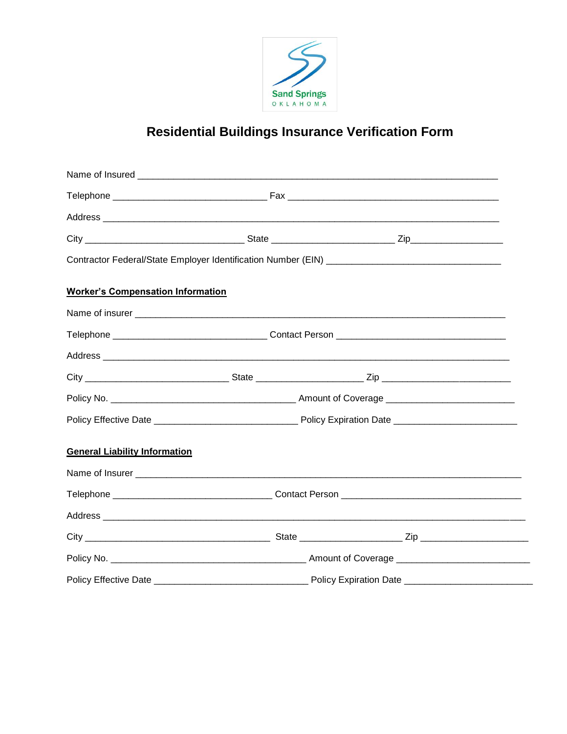Sand Springs
OKLAHOMA

# Residential Buildings Insurance Verification Form

Name of Insured ___________________________________________________________________

Telephone ______________________________ Fax ________________________________________

Address ___________________________________________________________________________

City ______________________________ State ______________________ Zip_________________

Contractor Federal/State Employer Identification Number (EIN) _________________________________

**Worker's Compensation Information**

Name of insurer ____________________________________________________________________

Telephone ______________________________ Contact Person ________________________________

Address ___________________________________________________________________________

City ____________________________ State ____________________ Zip ________________________

Policy No. ___________________________________ Amount of Coverage ________________________

Policy Effective Date ____________________________ Policy Expiration Date ________________________

**General Liability Information**

Name of Insurer ____________________________________________________________________

Telephone ______________________________ Contact Person __________________________________

Address ___________________________________________________________________________

City ___________________________________ State ___________________ Zip ____________________

Policy No. ______________________________________ Amount of Coverage _________________________

Policy Effective Date ______________________________ Policy Expiration Date _________________________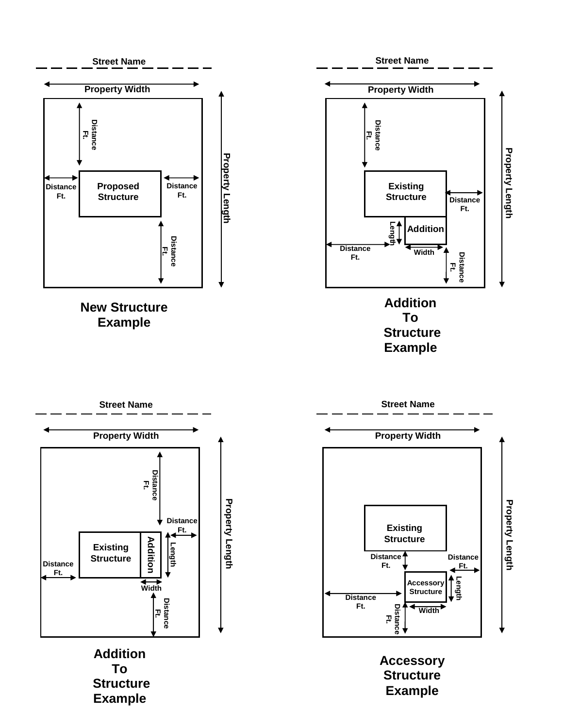Street Name

Property Width

Property Length

Distance Ft.

Distance Ft.

Proposed Structure

Distance Ft.

Distance Ft.

**New Structure Example**

Street Name

Property Width

Property Length

Distance Ft.

Existing Structure

Distance Ft.

Length

Addition

Distance Ft.

Width

Distance Ft.

**Addition To Structure Example**

Street Name

Property Width

Property Length

Distance Ft.

Distance Ft.

Existing Structure

Addition

Length

Distance Ft.

Width

Distance Ft.

**Addition To Structure Example**

Street Name

Property Width

Property Length

Existing Structure

Distance Ft.

Distance Ft.

Accessory Structure

Length

Distance Ft.

Width

Distance Ft.

**Accessory Structure Example**